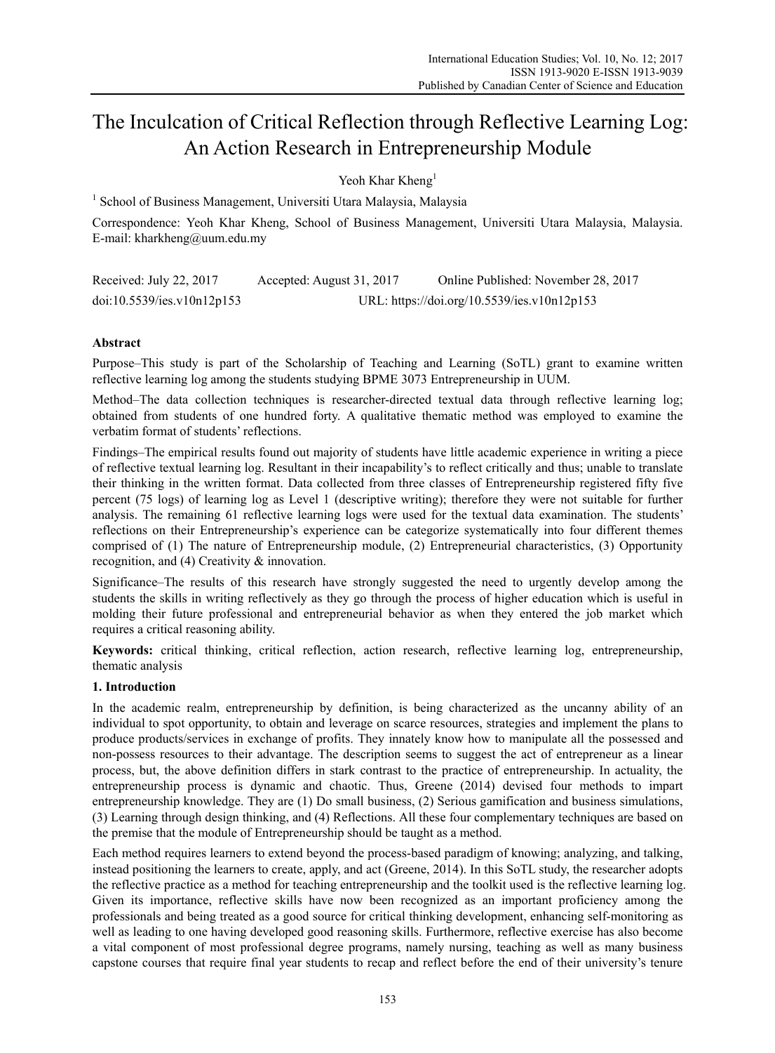# The Inculcation of Critical Reflection through Reflective Learning Log: An Action Research in Entrepreneurship Module

Yeoh Khar Kheng[1]

[1] School of Business Management, Universiti Utara Malaysia, Malaysia

Correspondence: Yeoh Khar Kheng, School of Business Management, Universiti Utara Malaysia, Malaysia. E-mail: kharkheng@uum.edu.my

Received: July 22, 2017 Accepted: August 31, 2017 Online Published: November 28, 2017

doi:10.5539/ies.v10n12p153 URL: https://doi.org/10.5539/ies.v10n12p153

## Abstract

Purpose–This study is part of the Scholarship of Teaching and Learning (SoTL) grant to examine written reflective learning log among the students studying BPME 3073 Entrepreneurship in UUM.

Method–The data collection techniques is researcher-directed textual data through reflective learning log; obtained from students of one hundred forty. A qualitative thematic method was employed to examine the verbatim format of students' reflections.

Findings–The empirical results found out majority of students have little academic experience in writing a piece of reflective textual learning log. Resultant in their incapability's to reflect critically and thus; unable to translate their thinking in the written format. Data collected from three classes of Entrepreneurship registered fifty five percent (75 logs) of learning log as Level 1 (descriptive writing); therefore they were not suitable for further analysis. The remaining 61 reflective learning logs were used for the textual data examination. The students' reflections on their Entrepreneurship's experience can be categorize systematically into four different themes comprised of (1) The nature of Entrepreneurship module, (2) Entrepreneurial characteristics, (3) Opportunity recognition, and (4) Creativity & innovation.

Significance–The results of this research have strongly suggested the need to urgently develop among the students the skills in writing reflectively as they go through the process of higher education which is useful in molding their future professional and entrepreneurial behavior as when they entered the job market which requires a critical reasoning ability.

**Keywords:** critical thinking, critical reflection, action research, reflective learning log, entrepreneurship, thematic analysis

## 1. Introduction

In the academic realm, entrepreneurship by definition, is being characterized as the uncanny ability of an individual to spot opportunity, to obtain and leverage on scarce resources, strategies and implement the plans to produce products/services in exchange of profits. They innately know how to manipulate all the possessed and non-possess resources to their advantage. The description seems to suggest the act of entrepreneur as a linear process, but, the above definition differs in stark contrast to the practice of entrepreneurship. In actuality, the entrepreneurship process is dynamic and chaotic. Thus, Greene (2014) devised four methods to impart entrepreneurship knowledge. They are (1) Do small business, (2) Serious gamification and business simulations, (3) Learning through design thinking, and (4) Reflections. All these four complementary techniques are based on the premise that the module of Entrepreneurship should be taught as a method.

Each method requires learners to extend beyond the process-based paradigm of knowing; analyzing, and talking, instead positioning the learners to create, apply, and act (Greene, 2014). In this SoTL study, the researcher adopts the reflective practice as a method for teaching entrepreneurship and the toolkit used is the reflective learning log. Given its importance, reflective skills have now been recognized as an important proficiency among the professionals and being treated as a good source for critical thinking development, enhancing self-monitoring as well as leading to one having developed good reasoning skills. Furthermore, reflective exercise has also become a vital component of most professional degree programs, namely nursing, teaching as well as many business capstone courses that require final year students to recap and reflect before the end of their university's tenure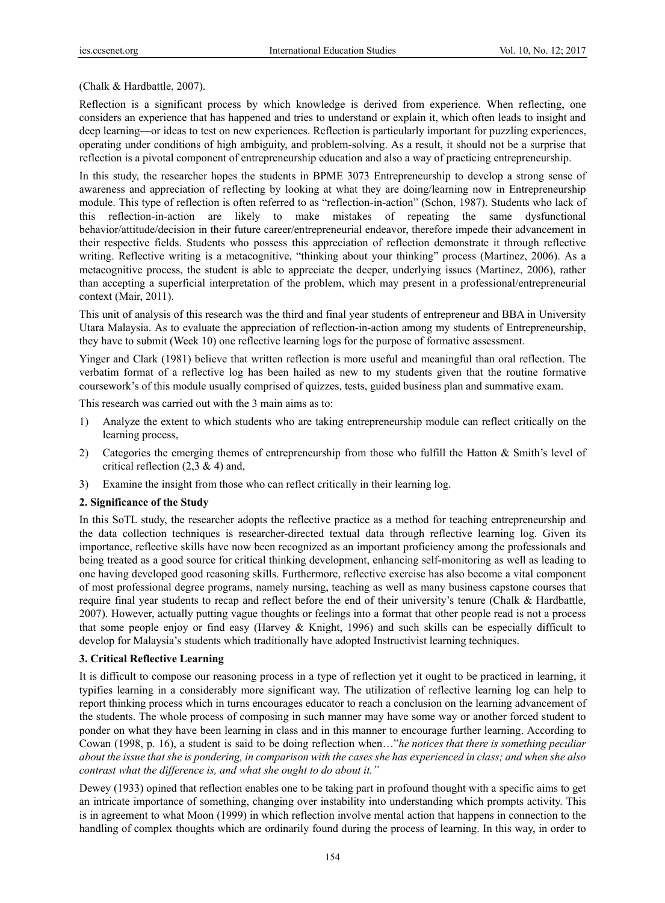(Chalk & Hardbattle, 2007).

Reflection is a significant process by which knowledge is derived from experience. When reflecting, one considers an experience that has happened and tries to understand or explain it, which often leads to insight and deep learning—or ideas to test on new experiences. Reflection is particularly important for puzzling experiences, operating under conditions of high ambiguity, and problem-solving. As a result, it should not be a surprise that reflection is a pivotal component of entrepreneurship education and also a way of practicing entrepreneurship.

In this study, the researcher hopes the students in BPME 3073 Entrepreneurship to develop a strong sense of awareness and appreciation of reflecting by looking at what they are doing/learning now in Entrepreneurship module. This type of reflection is often referred to as "reflection-in-action" (Schon, 1987). Students who lack of this reflection-in-action are likely to make mistakes of repeating the same dysfunctional behavior/attitude/decision in their future career/entrepreneurial endeavor, therefore impede their advancement in their respective fields. Students who possess this appreciation of reflection demonstrate it through reflective writing. Reflective writing is a metacognitive, "thinking about your thinking" process (Martinez, 2006). As a metacognitive process, the student is able to appreciate the deeper, underlying issues (Martinez, 2006), rather than accepting a superficial interpretation of the problem, which may present in a professional/entrepreneurial context (Mair, 2011).

This unit of analysis of this research was the third and final year students of entrepreneur and BBA in University Utara Malaysia. As to evaluate the appreciation of reflection-in-action among my students of Entrepreneurship, they have to submit (Week 10) one reflective learning logs for the purpose of formative assessment.

Yinger and Clark (1981) believe that written reflection is more useful and meaningful than oral reflection. The verbatim format of a reflective log has been hailed as new to my students given that the routine formative coursework's of this module usually comprised of quizzes, tests, guided business plan and summative exam.

This research was carried out with the 3 main aims as to:

1) Analyze the extent to which students who are taking entrepreneurship module can reflect critically on the learning process,
2) Categories the emerging themes of entrepreneurship from those who fulfill the Hatton & Smith's level of critical reflection (2,3 & 4) and,
3) Examine the insight from those who can reflect critically in their learning log.

## 2. Significance of the Study

In this SoTL study, the researcher adopts the reflective practice as a method for teaching entrepreneurship and the data collection techniques is researcher-directed textual data through reflective learning log. Given its importance, reflective skills have now been recognized as an important proficiency among the professionals and being treated as a good source for critical thinking development, enhancing self-monitoring as well as leading to one having developed good reasoning skills. Furthermore, reflective exercise has also become a vital component of most professional degree programs, namely nursing, teaching as well as many business capstone courses that require final year students to recap and reflect before the end of their university's tenure (Chalk & Hardbattle, 2007). However, actually putting vague thoughts or feelings into a format that other people read is not a process that some people enjoy or find easy (Harvey & Knight, 1996) and such skills can be especially difficult to develop for Malaysia's students which traditionally have adopted Instructivist learning techniques.

## 3. Critical Reflective Learning

It is difficult to compose our reasoning process in a type of reflection yet it ought to be practiced in learning, it typifies learning in a considerably more significant way. The utilization of reflective learning log can help to report thinking process which in turns encourages educator to reach a conclusion on the learning advancement of the students. The whole process of composing in such manner may have some way or another forced student to ponder on what they have been learning in class and in this manner to encourage further learning. According to Cowan (1998, p. 16), a student is said to be doing reflection when…"*he notices that there is something peculiar about the issue that she is pondering, in comparison with the cases she has experienced in class; and when she also contrast what the difference is, and what she ought to do about it."*

Dewey (1933) opined that reflection enables one to be taking part in profound thought with a specific aims to get an intricate importance of something, changing over instability into understanding which prompts activity. This is in agreement to what Moon (1999) in which reflection involve mental action that happens in connection to the handling of complex thoughts which are ordinarily found during the process of learning. In this way, in order to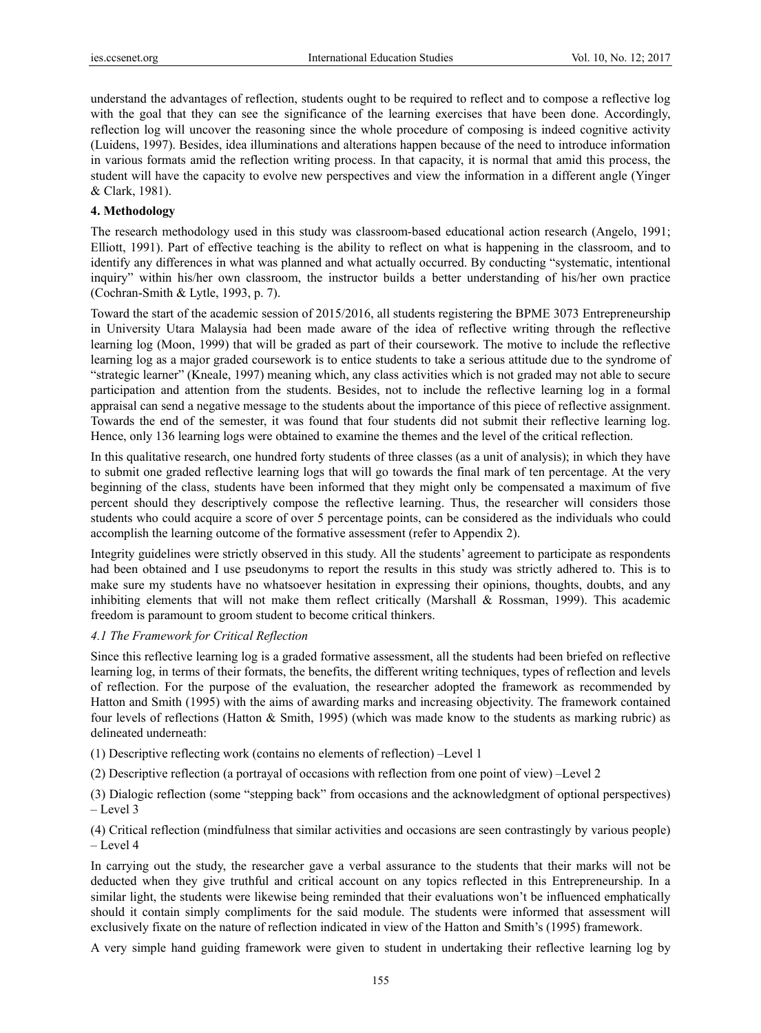understand the advantages of reflection, students ought to be required to reflect and to compose a reflective log with the goal that they can see the significance of the learning exercises that have been done. Accordingly, reflection log will uncover the reasoning since the whole procedure of composing is indeed cognitive activity (Luidens, 1997). Besides, idea illuminations and alterations happen because of the need to introduce information in various formats amid the reflection writing process. In that capacity, it is normal that amid this process, the student will have the capacity to evolve new perspectives and view the information in a different angle (Yinger & Clark, 1981).

## 4. Methodology

The research methodology used in this study was classroom-based educational action research (Angelo, 1991; Elliott, 1991). Part of effective teaching is the ability to reflect on what is happening in the classroom, and to identify any differences in what was planned and what actually occurred. By conducting "systematic, intentional inquiry" within his/her own classroom, the instructor builds a better understanding of his/her own practice (Cochran-Smith & Lytle, 1993, p. 7).

Toward the start of the academic session of 2015/2016, all students registering the BPME 3073 Entrepreneurship in University Utara Malaysia had been made aware of the idea of reflective writing through the reflective learning log (Moon, 1999) that will be graded as part of their coursework. The motive to include the reflective learning log as a major graded coursework is to entice students to take a serious attitude due to the syndrome of "strategic learner" (Kneale, 1997) meaning which, any class activities which is not graded may not able to secure participation and attention from the students. Besides, not to include the reflective learning log in a formal appraisal can send a negative message to the students about the importance of this piece of reflective assignment. Towards the end of the semester, it was found that four students did not submit their reflective learning log. Hence, only 136 learning logs were obtained to examine the themes and the level of the critical reflection.

In this qualitative research, one hundred forty students of three classes (as a unit of analysis); in which they have to submit one graded reflective learning logs that will go towards the final mark of ten percentage. At the very beginning of the class, students have been informed that they might only be compensated a maximum of five percent should they descriptively compose the reflective learning. Thus, the researcher will considers those students who could acquire a score of over 5 percentage points, can be considered as the individuals who could accomplish the learning outcome of the formative assessment (refer to Appendix 2).

Integrity guidelines were strictly observed in this study. All the students' agreement to participate as respondents had been obtained and I use pseudonyms to report the results in this study was strictly adhered to. This is to make sure my students have no whatsoever hesitation in expressing their opinions, thoughts, doubts, and any inhibiting elements that will not make them reflect critically (Marshall & Rossman, 1999). This academic freedom is paramount to groom student to become critical thinkers.

### *4.1 The Framework for Critical Reflection*

Since this reflective learning log is a graded formative assessment, all the students had been briefed on reflective learning log, in terms of their formats, the benefits, the different writing techniques, types of reflection and levels of reflection. For the purpose of the evaluation, the researcher adopted the framework as recommended by Hatton and Smith (1995) with the aims of awarding marks and increasing objectivity. The framework contained four levels of reflections (Hatton & Smith, 1995) (which was made know to the students as marking rubric) as delineated underneath:

(1) Descriptive reflecting work (contains no elements of reflection) –Level 1

(2) Descriptive reflection (a portrayal of occasions with reflection from one point of view) –Level 2

(3) Dialogic reflection (some "stepping back" from occasions and the acknowledgment of optional perspectives) – Level 3

(4) Critical reflection (mindfulness that similar activities and occasions are seen contrastingly by various people) – Level 4

In carrying out the study, the researcher gave a verbal assurance to the students that their marks will not be deducted when they give truthful and critical account on any topics reflected in this Entrepreneurship. In a similar light, the students were likewise being reminded that their evaluations won't be influenced emphatically should it contain simply compliments for the said module. The students were informed that assessment will exclusively fixate on the nature of reflection indicated in view of the Hatton and Smith's (1995) framework.

A very simple hand guiding framework were given to student in undertaking their reflective learning log by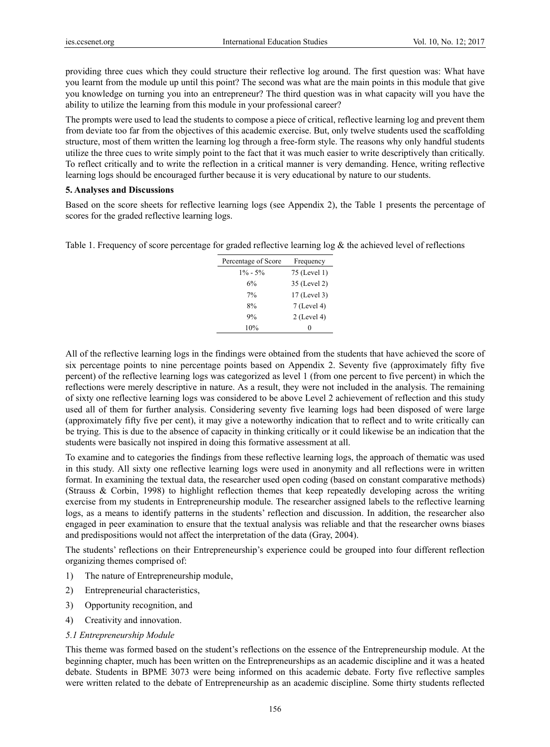providing three cues which they could structure their reflective log around. The first question was: What have you learnt from the module up until this point? The second was what are the main points in this module that give you knowledge on turning you into an entrepreneur? The third question was in what capacity will you have the ability to utilize the learning from this module in your professional career?

The prompts were used to lead the students to compose a piece of critical, reflective learning log and prevent them from deviate too far from the objectives of this academic exercise. But, only twelve students used the scaffolding structure, most of them written the learning log through a free-form style. The reasons why only handful students utilize the three cues to write simply point to the fact that it was much easier to write descriptively than critically. To reflect critically and to write the reflection in a critical manner is very demanding. Hence, writing reflective learning logs should be encouraged further because it is very educational by nature to our students.

## 5. Analyses and Discussions

Based on the score sheets for reflective learning logs (see Appendix 2), the Table 1 presents the percentage of scores for the graded reflective learning logs.

Table 1. Frequency of score percentage for graded reflective learning log & the achieved level of reflections

| Percentage of Score | Frequency |
|---|---|
| 1% - 5% | 75 (Level 1) |
| 6% | 35 (Level 2) |
| 7% | 17 (Level 3) |
| 8% | 7 (Level 4) |
| 9% | 2 (Level 4) |
| 10% | 0 |

All of the reflective learning logs in the findings were obtained from the students that have achieved the score of six percentage points to nine percentage points based on Appendix 2. Seventy five (approximately fifty five percent) of the reflective learning logs was categorized as level 1 (from one percent to five percent) in which the reflections were merely descriptive in nature. As a result, they were not included in the analysis. The remaining of sixty one reflective learning logs was considered to be above Level 2 achievement of reflection and this study used all of them for further analysis. Considering seventy five learning logs had been disposed of were large (approximately fifty five per cent), it may give a noteworthy indication that to reflect and to write critically can be trying. This is due to the absence of capacity in thinking critically or it could likewise be an indication that the students were basically not inspired in doing this formative assessment at all.

To examine and to categories the findings from these reflective learning logs, the approach of thematic was used in this study. All sixty one reflective learning logs were used in anonymity and all reflections were in written format. In examining the textual data, the researcher used open coding (based on constant comparative methods) (Strauss & Corbin, 1998) to highlight reflection themes that keep repeatedly developing across the writing exercise from my students in Entrepreneurship module. The researcher assigned labels to the reflective learning logs, as a means to identify patterns in the students' reflection and discussion. In addition, the researcher also engaged in peer examination to ensure that the textual analysis was reliable and that the researcher owns biases and predispositions would not affect the interpretation of the data (Gray, 2004).

The students' reflections on their Entrepreneurship's experience could be grouped into four different reflection organizing themes comprised of:

1) The nature of Entrepreneurship module,
2) Entrepreneurial characteristics,
3) Opportunity recognition, and
4) Creativity and innovation.

### *5.1 Entrepreneurship Module*

This theme was formed based on the student's reflections on the essence of the Entrepreneurship module. At the beginning chapter, much has been written on the Entrepreneurships as an academic discipline and it was a heated debate. Students in BPME 3073 were being informed on this academic debate. Forty five reflective samples were written related to the debate of Entrepreneurship as an academic discipline. Some thirty students reflected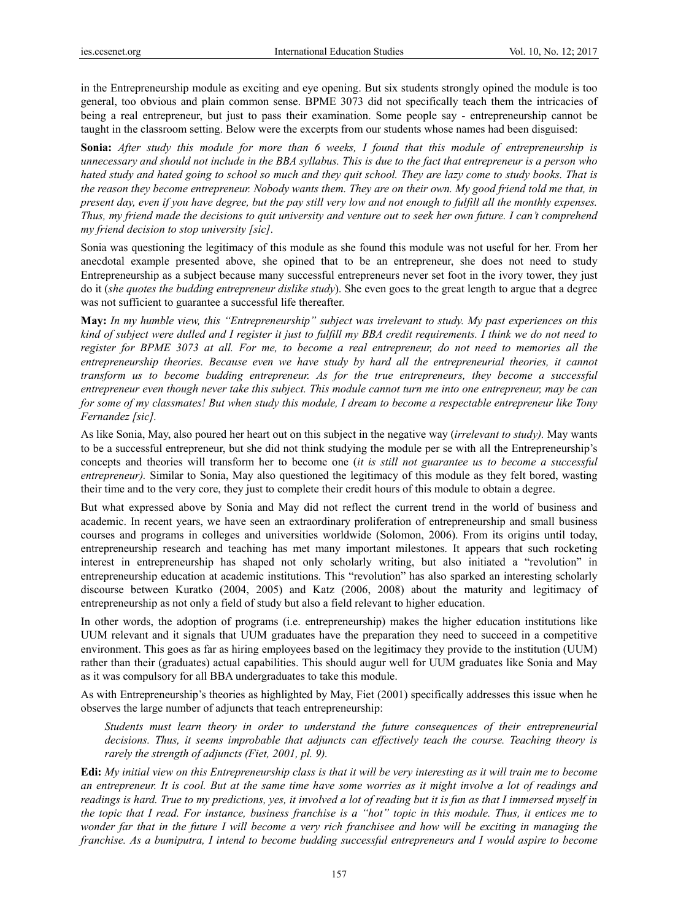in the Entrepreneurship module as exciting and eye opening. But six students strongly opined the module is too general, too obvious and plain common sense. BPME 3073 did not specifically teach them the intricacies of being a real entrepreneur, but just to pass their examination. Some people say - entrepreneurship cannot be taught in the classroom setting. Below were the excerpts from our students whose names had been disguised:

**Sonia:** *After study this module for more than 6 weeks, I found that this module of entrepreneurship is unnecessary and should not include in the BBA syllabus. This is due to the fact that entrepreneur is a person who hated study and hated going to school so much and they quit school. They are lazy come to study books. That is the reason they become entrepreneur. Nobody wants them. They are on their own. My good friend told me that, in present day, even if you have degree, but the pay still very low and not enough to fulfill all the monthly expenses. Thus, my friend made the decisions to quit university and venture out to seek her own future. I can't comprehend my friend decision to stop university [sic].*

Sonia was questioning the legitimacy of this module as she found this module was not useful for her. From her anecdotal example presented above, she opined that to be an entrepreneur, she does not need to study Entrepreneurship as a subject because many successful entrepreneurs never set foot in the ivory tower, they just do it (*she quotes the budding entrepreneur dislike study*). She even goes to the great length to argue that a degree was not sufficient to guarantee a successful life thereafter.

**May:** *In my humble view, this "Entrepreneurship" subject was irrelevant to study. My past experiences on this kind of subject were dulled and I register it just to fulfill my BBA credit requirements. I think we do not need to register for BPME 3073 at all. For me, to become a real entrepreneur, do not need to memories all the entrepreneurship theories. Because even we have study by hard all the entrepreneurial theories, it cannot transform us to become budding entrepreneur. As for the true entrepreneurs, they become a successful entrepreneur even though never take this subject. This module cannot turn me into one entrepreneur, may be can for some of my classmates! But when study this module, I dream to become a respectable entrepreneur like Tony Fernandez [sic].*

As like Sonia, May, also poured her heart out on this subject in the negative way (*irrelevant to study).* May wants to be a successful entrepreneur, but she did not think studying the module per se with all the Entrepreneurship's concepts and theories will transform her to become one (*it is still not guarantee us to become a successful entrepreneur).* Similar to Sonia, May also questioned the legitimacy of this module as they felt bored, wasting their time and to the very core, they just to complete their credit hours of this module to obtain a degree.

But what expressed above by Sonia and May did not reflect the current trend in the world of business and academic. In recent years, we have seen an extraordinary proliferation of entrepreneurship and small business courses and programs in colleges and universities worldwide (Solomon, 2006). From its origins until today, entrepreneurship research and teaching has met many important milestones. It appears that such rocketing interest in entrepreneurship has shaped not only scholarly writing, but also initiated a "revolution" in entrepreneurship education at academic institutions. This "revolution" has also sparked an interesting scholarly discourse between Kuratko (2004, 2005) and Katz (2006, 2008) about the maturity and legitimacy of entrepreneurship as not only a field of study but also a field relevant to higher education.

In other words, the adoption of programs (i.e. entrepreneurship) makes the higher education institutions like UUM relevant and it signals that UUM graduates have the preparation they need to succeed in a competitive environment. This goes as far as hiring employees based on the legitimacy they provide to the institution (UUM) rather than their (graduates) actual capabilities. This should augur well for UUM graduates like Sonia and May as it was compulsory for all BBA undergraduates to take this module.

As with Entrepreneurship's theories as highlighted by May, Fiet (2001) specifically addresses this issue when he observes the large number of adjuncts that teach entrepreneurship:

> *Students must learn theory in order to understand the future consequences of their entrepreneurial decisions. Thus, it seems improbable that adjuncts can effectively teach the course. Teaching theory is rarely the strength of adjuncts (Fiet, 2001, pl. 9).*

**Edi:** *My initial view on this Entrepreneurship class is that it will be very interesting as it will train me to become an entrepreneur. It is cool. But at the same time have some worries as it might involve a lot of readings and readings is hard. True to my predictions, yes, it involved a lot of reading but it is fun as that I immersed myself in the topic that I read. For instance, business franchise is a "hot" topic in this module. Thus, it entices me to wonder far that in the future I will become a very rich franchisee and how will be exciting in managing the franchise. As a bumiputra, I intend to become budding successful entrepreneurs and I would aspire to become*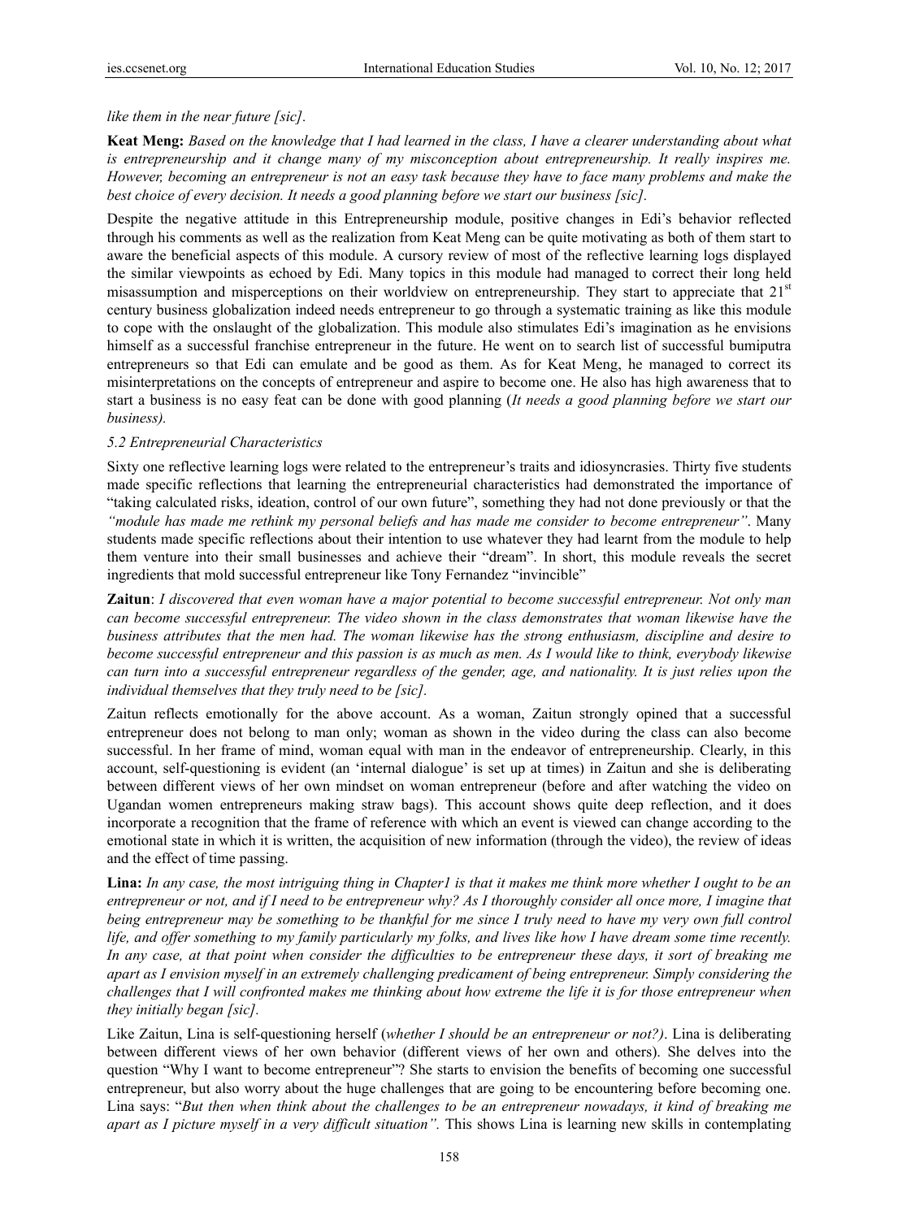*like them in the near future [sic].*

**Keat Meng:** *Based on the knowledge that I had learned in the class, I have a clearer understanding about what is entrepreneurship and it change many of my misconception about entrepreneurship. It really inspires me. However, becoming an entrepreneur is not an easy task because they have to face many problems and make the best choice of every decision. It needs a good planning before we start our business [sic].*

Despite the negative attitude in this Entrepreneurship module, positive changes in Edi's behavior reflected through his comments as well as the realization from Keat Meng can be quite motivating as both of them start to aware the beneficial aspects of this module. A cursory review of most of the reflective learning logs displayed the similar viewpoints as echoed by Edi. Many topics in this module had managed to correct their long held misassumption and misperceptions on their worldview on entrepreneurship. They start to appreciate that 21st century business globalization indeed needs entrepreneur to go through a systematic training as like this module to cope with the onslaught of the globalization. This module also stimulates Edi's imagination as he envisions himself as a successful franchise entrepreneur in the future. He went on to search list of successful bumiputra entrepreneurs so that Edi can emulate and be good as them. As for Keat Meng, he managed to correct its misinterpretations on the concepts of entrepreneur and aspire to become one. He also has high awareness that to start a business is no easy feat can be done with good planning (*It needs a good planning before we start our business).*

### 5.2 Entrepreneurial Characteristics

Sixty one reflective learning logs were related to the entrepreneur's traits and idiosyncrasies. Thirty five students made specific reflections that learning the entrepreneurial characteristics had demonstrated the importance of "taking calculated risks, ideation, control of our own future", something they had not done previously or that the *"module has made me rethink my personal beliefs and has made me consider to become entrepreneur"*. Many students made specific reflections about their intention to use whatever they had learnt from the module to help them venture into their small businesses and achieve their "dream". In short, this module reveals the secret ingredients that mold successful entrepreneur like Tony Fernandez "invincible"

**Zaitun**: *I discovered that even woman have a major potential to become successful entrepreneur. Not only man can become successful entrepreneur. The video shown in the class demonstrates that woman likewise have the business attributes that the men had. The woman likewise has the strong enthusiasm, discipline and desire to become successful entrepreneur and this passion is as much as men. As I would like to think, everybody likewise can turn into a successful entrepreneur regardless of the gender, age, and nationality. It is just relies upon the individual themselves that they truly need to be [sic].*

Zaitun reflects emotionally for the above account. As a woman, Zaitun strongly opined that a successful entrepreneur does not belong to man only; woman as shown in the video during the class can also become successful. In her frame of mind, woman equal with man in the endeavor of entrepreneurship. Clearly, in this account, self-questioning is evident (an 'internal dialogue' is set up at times) in Zaitun and she is deliberating between different views of her own mindset on woman entrepreneur (before and after watching the video on Ugandan women entrepreneurs making straw bags). This account shows quite deep reflection, and it does incorporate a recognition that the frame of reference with which an event is viewed can change according to the emotional state in which it is written, the acquisition of new information (through the video), the review of ideas and the effect of time passing.

**Lina:** *In any case, the most intriguing thing in Chapter1 is that it makes me think more whether I ought to be an entrepreneur or not, and if I need to be entrepreneur why? As I thoroughly consider all once more, I imagine that being entrepreneur may be something to be thankful for me since I truly need to have my very own full control life, and offer something to my family particularly my folks, and lives like how I have dream some time recently. In any case, at that point when consider the difficulties to be entrepreneur these days, it sort of breaking me apart as I envision myself in an extremely challenging predicament of being entrepreneur. Simply considering the challenges that I will confronted makes me thinking about how extreme the life it is for those entrepreneur when they initially began [sic].*

Like Zaitun, Lina is self-questioning herself (*whether I should be an entrepreneur or not?)*. Lina is deliberating between different views of her own behavior (different views of her own and others). She delves into the question "Why I want to become entrepreneur"? She starts to envision the benefits of becoming one successful entrepreneur, but also worry about the huge challenges that are going to be encountering before becoming one. Lina says: "*But then when think about the challenges to be an entrepreneur nowadays, it kind of breaking me apart as I picture myself in a very difficult situation".* This shows Lina is learning new skills in contemplating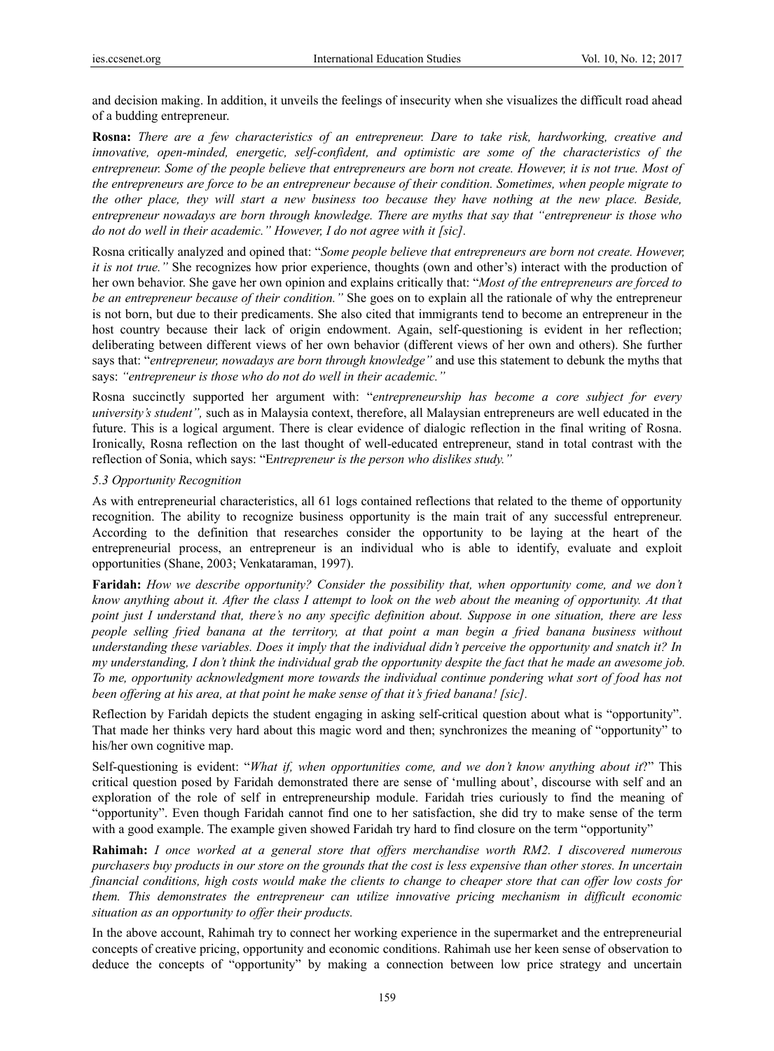and decision making. In addition, it unveils the feelings of insecurity when she visualizes the difficult road ahead of a budding entrepreneur.

**Rosna:** *There are a few characteristics of an entrepreneur. Dare to take risk, hardworking, creative and innovative, open-minded, energetic, self-confident, and optimistic are some of the characteristics of the entrepreneur. Some of the people believe that entrepreneurs are born not create. However, it is not true. Most of the entrepreneurs are force to be an entrepreneur because of their condition. Sometimes, when people migrate to the other place, they will start a new business too because they have nothing at the new place. Beside, entrepreneur nowadays are born through knowledge. There are myths that say that "entrepreneur is those who do not do well in their academic." However, I do not agree with it [sic].*

Rosna critically analyzed and opined that: "*Some people believe that entrepreneurs are born not create. However, it is not true.*" She recognizes how prior experience, thoughts (own and other's) interact with the production of her own behavior. She gave her own opinion and explains critically that: "*Most of the entrepreneurs are forced to be an entrepreneur because of their condition.*" She goes on to explain all the rationale of why the entrepreneur is not born, but due to their predicaments. She also cited that immigrants tend to become an entrepreneur in the host country because their lack of origin endowment. Again, self-questioning is evident in her reflection; deliberating between different views of her own behavior (different views of her own and others). She further says that: "*entrepreneur, nowadays are born through knowledge*" and use this statement to debunk the myths that says: *"entrepreneur is those who do not do well in their academic."*

Rosna succinctly supported her argument with: "*entrepreneurship has become a core subject for every university's student",* such as in Malaysia context, therefore, all Malaysian entrepreneurs are well educated in the future. This is a logical argument. There is clear evidence of dialogic reflection in the final writing of Rosna. Ironically, Rosna reflection on the last thought of well-educated entrepreneur, stand in total contrast with the reflection of Sonia, which says: "E*ntrepreneur is the person who dislikes study."*

### *5.3 Opportunity Recognition*

As with entrepreneurial characteristics, all 61 logs contained reflections that related to the theme of opportunity recognition. The ability to recognize business opportunity is the main trait of any successful entrepreneur. According to the definition that researches consider the opportunity to be laying at the heart of the entrepreneurial process, an entrepreneur is an individual who is able to identify, evaluate and exploit opportunities (Shane, 2003; Venkataraman, 1997).

**Faridah:** *How we describe opportunity? Consider the possibility that, when opportunity come, and we don't know anything about it. After the class I attempt to look on the web about the meaning of opportunity. At that point just I understand that, there's no any specific definition about. Suppose in one situation, there are less people selling fried banana at the territory, at that point a man begin a fried banana business without understanding these variables. Does it imply that the individual didn't perceive the opportunity and snatch it? In my understanding, I don't think the individual grab the opportunity despite the fact that he made an awesome job. To me, opportunity acknowledgment more towards the individual continue pondering what sort of food has not been offering at his area, at that point he make sense of that it's fried banana! [sic].*

Reflection by Faridah depicts the student engaging in asking self-critical question about what is "opportunity". That made her thinks very hard about this magic word and then; synchronizes the meaning of "opportunity" to his/her own cognitive map.

Self-questioning is evident: "*What if, when opportunities come, and we don't know anything about it*?" This critical question posed by Faridah demonstrated there are sense of 'mulling about', discourse with self and an exploration of the role of self in entrepreneurship module. Faridah tries curiously to find the meaning of "opportunity". Even though Faridah cannot find one to her satisfaction, she did try to make sense of the term with a good example. The example given showed Faridah try hard to find closure on the term "opportunity"

**Rahimah:** *I once worked at a general store that offers merchandise worth RM2. I discovered numerous purchasers buy products in our store on the grounds that the cost is less expensive than other stores. In uncertain financial conditions, high costs would make the clients to change to cheaper store that can offer low costs for them. This demonstrates the entrepreneur can utilize innovative pricing mechanism in difficult economic situation as an opportunity to offer their products.*

In the above account, Rahimah try to connect her working experience in the supermarket and the entrepreneurial concepts of creative pricing, opportunity and economic conditions. Rahimah use her keen sense of observation to deduce the concepts of "opportunity" by making a connection between low price strategy and uncertain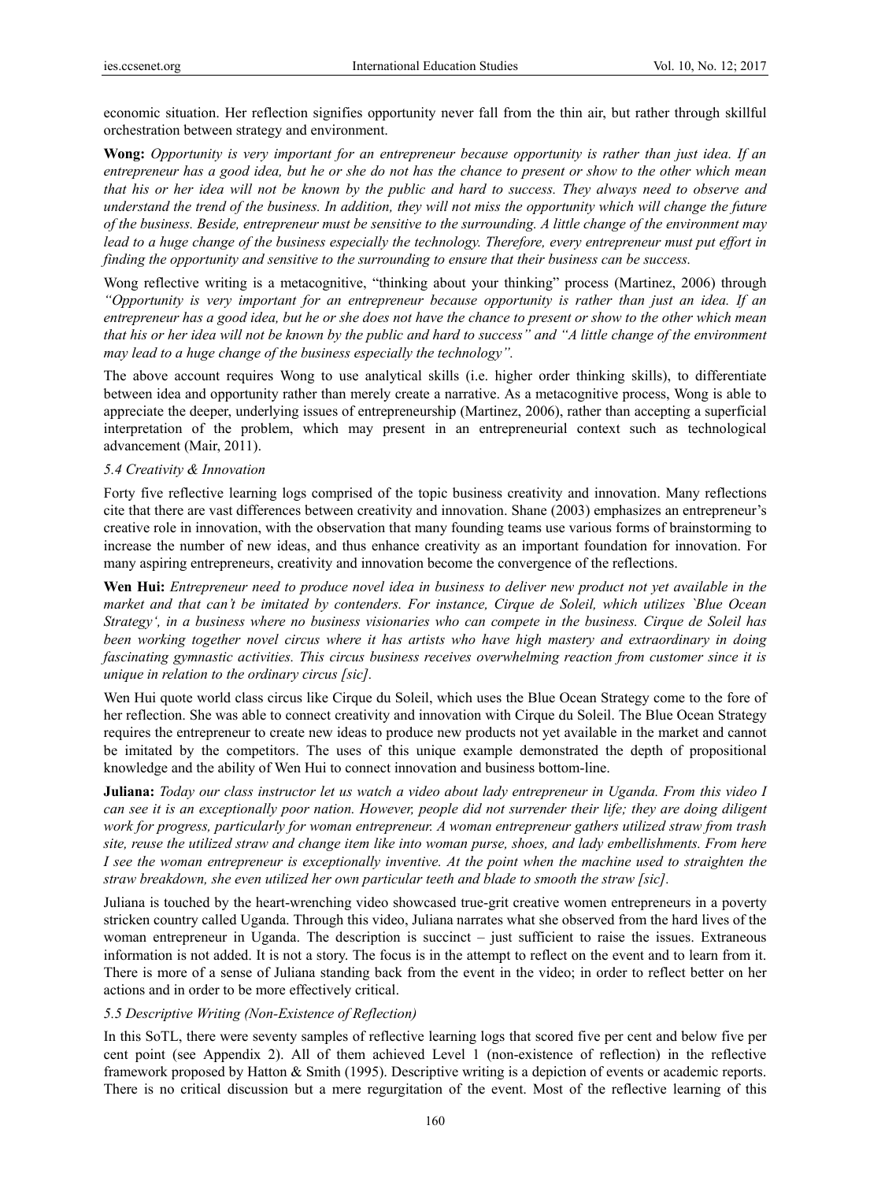economic situation. Her reflection signifies opportunity never fall from the thin air, but rather through skillful orchestration between strategy and environment.

**Wong:** *Opportunity is very important for an entrepreneur because opportunity is rather than just idea. If an entrepreneur has a good idea, but he or she do not has the chance to present or show to the other which mean that his or her idea will not be known by the public and hard to success. They always need to observe and understand the trend of the business. In addition, they will not miss the opportunity which will change the future of the business. Beside, entrepreneur must be sensitive to the surrounding. A little change of the environment may lead to a huge change of the business especially the technology. Therefore, every entrepreneur must put effort in finding the opportunity and sensitive to the surrounding to ensure that their business can be success.*

Wong reflective writing is a metacognitive, "thinking about your thinking" process (Martinez, 2006) through *"Opportunity is very important for an entrepreneur because opportunity is rather than just an idea. If an entrepreneur has a good idea, but he or she does not have the chance to present or show to the other which mean that his or her idea will not be known by the public and hard to success"* and *"A little change of the environment may lead to a huge change of the business especially the technology".*

The above account requires Wong to use analytical skills (i.e. higher order thinking skills), to differentiate between idea and opportunity rather than merely create a narrative. As a metacognitive process, Wong is able to appreciate the deeper, underlying issues of entrepreneurship (Martinez, 2006), rather than accepting a superficial interpretation of the problem, which may present in an entrepreneurial context such as technological advancement (Mair, 2011).

*5.4 Creativity & Innovation*

Forty five reflective learning logs comprised of the topic business creativity and innovation. Many reflections cite that there are vast differences between creativity and innovation. Shane (2003) emphasizes an entrepreneur's creative role in innovation, with the observation that many founding teams use various forms of brainstorming to increase the number of new ideas, and thus enhance creativity as an important foundation for innovation. For many aspiring entrepreneurs, creativity and innovation become the convergence of the reflections.

**Wen Hui:** *Entrepreneur need to produce novel idea in business to deliver new product not yet available in the market and that can't be imitated by contenders. For instance, Cirque de Soleil, which utilizes `Blue Ocean Strategy', in a business where no business visionaries who can compete in the business. Cirque de Soleil has been working together novel circus where it has artists who have high mastery and extraordinary in doing fascinating gymnastic activities. This circus business receives overwhelming reaction from customer since it is unique in relation to the ordinary circus [sic].*

Wen Hui quote world class circus like Cirque du Soleil, which uses the Blue Ocean Strategy come to the fore of her reflection. She was able to connect creativity and innovation with Cirque du Soleil. The Blue Ocean Strategy requires the entrepreneur to create new ideas to produce new products not yet available in the market and cannot be imitated by the competitors. The uses of this unique example demonstrated the depth of propositional knowledge and the ability of Wen Hui to connect innovation and business bottom-line.

**Juliana:** *Today our class instructor let us watch a video about lady entrepreneur in Uganda. From this video I can see it is an exceptionally poor nation. However, people did not surrender their life; they are doing diligent work for progress, particularly for woman entrepreneur. A woman entrepreneur gathers utilized straw from trash site, reuse the utilized straw and change item like into woman purse, shoes, and lady embellishments. From here I see the woman entrepreneur is exceptionally inventive. At the point when the machine used to straighten the straw breakdown, she even utilized her own particular teeth and blade to smooth the straw [sic].*

Juliana is touched by the heart-wrenching video showcased true-grit creative women entrepreneurs in a poverty stricken country called Uganda. Through this video, Juliana narrates what she observed from the hard lives of the woman entrepreneur in Uganda. The description is succinct – just sufficient to raise the issues. Extraneous information is not added. It is not a story. The focus is in the attempt to reflect on the event and to learn from it. There is more of a sense of Juliana standing back from the event in the video; in order to reflect better on her actions and in order to be more effectively critical.

*5.5 Descriptive Writing (Non-Existence of Reflection)*

In this SoTL, there were seventy samples of reflective learning logs that scored five per cent and below five per cent point (see Appendix 2). All of them achieved Level 1 (non-existence of reflection) in the reflective framework proposed by Hatton & Smith (1995). Descriptive writing is a depiction of events or academic reports. There is no critical discussion but a mere regurgitation of the event. Most of the reflective learning of this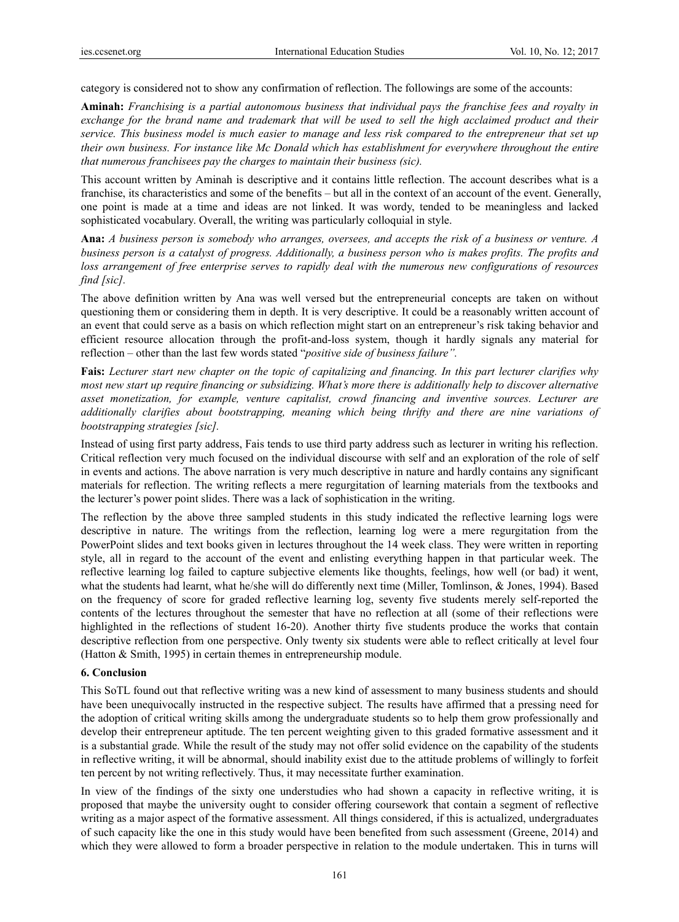category is considered not to show any confirmation of reflection. The followings are some of the accounts:

**Aminah:** *Franchising is a partial autonomous business that individual pays the franchise fees and royalty in exchange for the brand name and trademark that will be used to sell the high acclaimed product and their service. This business model is much easier to manage and less risk compared to the entrepreneur that set up their own business. For instance like Mc Donald which has establishment for everywhere throughout the entire that numerous franchisees pay the charges to maintain their business (sic).*

This account written by Aminah is descriptive and it contains little reflection. The account describes what is a franchise, its characteristics and some of the benefits – but all in the context of an account of the event. Generally, one point is made at a time and ideas are not linked. It was wordy, tended to be meaningless and lacked sophisticated vocabulary. Overall, the writing was particularly colloquial in style.

**Ana:** *A business person is somebody who arranges, oversees, and accepts the risk of a business or venture. A business person is a catalyst of progress. Additionally, a business person who is makes profits. The profits and loss arrangement of free enterprise serves to rapidly deal with the numerous new configurations of resources find [sic].*

The above definition written by Ana was well versed but the entrepreneurial concepts are taken on without questioning them or considering them in depth. It is very descriptive. It could be a reasonably written account of an event that could serve as a basis on which reflection might start on an entrepreneur's risk taking behavior and efficient resource allocation through the profit-and-loss system, though it hardly signals any material for reflection – other than the last few words stated "*positive side of business failure".*

**Fais:** *Lecturer start new chapter on the topic of capitalizing and financing. In this part lecturer clarifies why most new start up require financing or subsidizing. What's more there is additionally help to discover alternative asset monetization, for example, venture capitalist, crowd financing and inventive sources. Lecturer are additionally clarifies about bootstrapping, meaning which being thrifty and there are nine variations of bootstrapping strategies [sic].*

Instead of using first party address, Fais tends to use third party address such as lecturer in writing his reflection. Critical reflection very much focused on the individual discourse with self and an exploration of the role of self in events and actions. The above narration is very much descriptive in nature and hardly contains any significant materials for reflection. The writing reflects a mere regurgitation of learning materials from the textbooks and the lecturer's power point slides. There was a lack of sophistication in the writing.

The reflection by the above three sampled students in this study indicated the reflective learning logs were descriptive in nature. The writings from the reflection, learning log were a mere regurgitation from the PowerPoint slides and text books given in lectures throughout the 14 week class. They were written in reporting style, all in regard to the account of the event and enlisting everything happen in that particular week. The reflective learning log failed to capture subjective elements like thoughts, feelings, how well (or bad) it went, what the students had learnt, what he/she will do differently next time (Miller, Tomlinson, & Jones, 1994). Based on the frequency of score for graded reflective learning log, seventy five students merely self-reported the contents of the lectures throughout the semester that have no reflection at all (some of their reflections were highlighted in the reflections of student 16-20). Another thirty five students produce the works that contain descriptive reflection from one perspective. Only twenty six students were able to reflect critically at level four (Hatton & Smith, 1995) in certain themes in entrepreneurship module.

## 6. Conclusion

This SoTL found out that reflective writing was a new kind of assessment to many business students and should have been unequivocally instructed in the respective subject. The results have affirmed that a pressing need for the adoption of critical writing skills among the undergraduate students so to help them grow professionally and develop their entrepreneur aptitude. The ten percent weighting given to this graded formative assessment and it is a substantial grade. While the result of the study may not offer solid evidence on the capability of the students in reflective writing, it will be abnormal, should inability exist due to the attitude problems of willingly to forfeit ten percent by not writing reflectively. Thus, it may necessitate further examination.

In view of the findings of the sixty one understudies who had shown a capacity in reflective writing, it is proposed that maybe the university ought to consider offering coursework that contain a segment of reflective writing as a major aspect of the formative assessment. All things considered, if this is actualized, undergraduates of such capacity like the one in this study would have been benefited from such assessment (Greene, 2014) and which they were allowed to form a broader perspective in relation to the module undertaken. This in turns will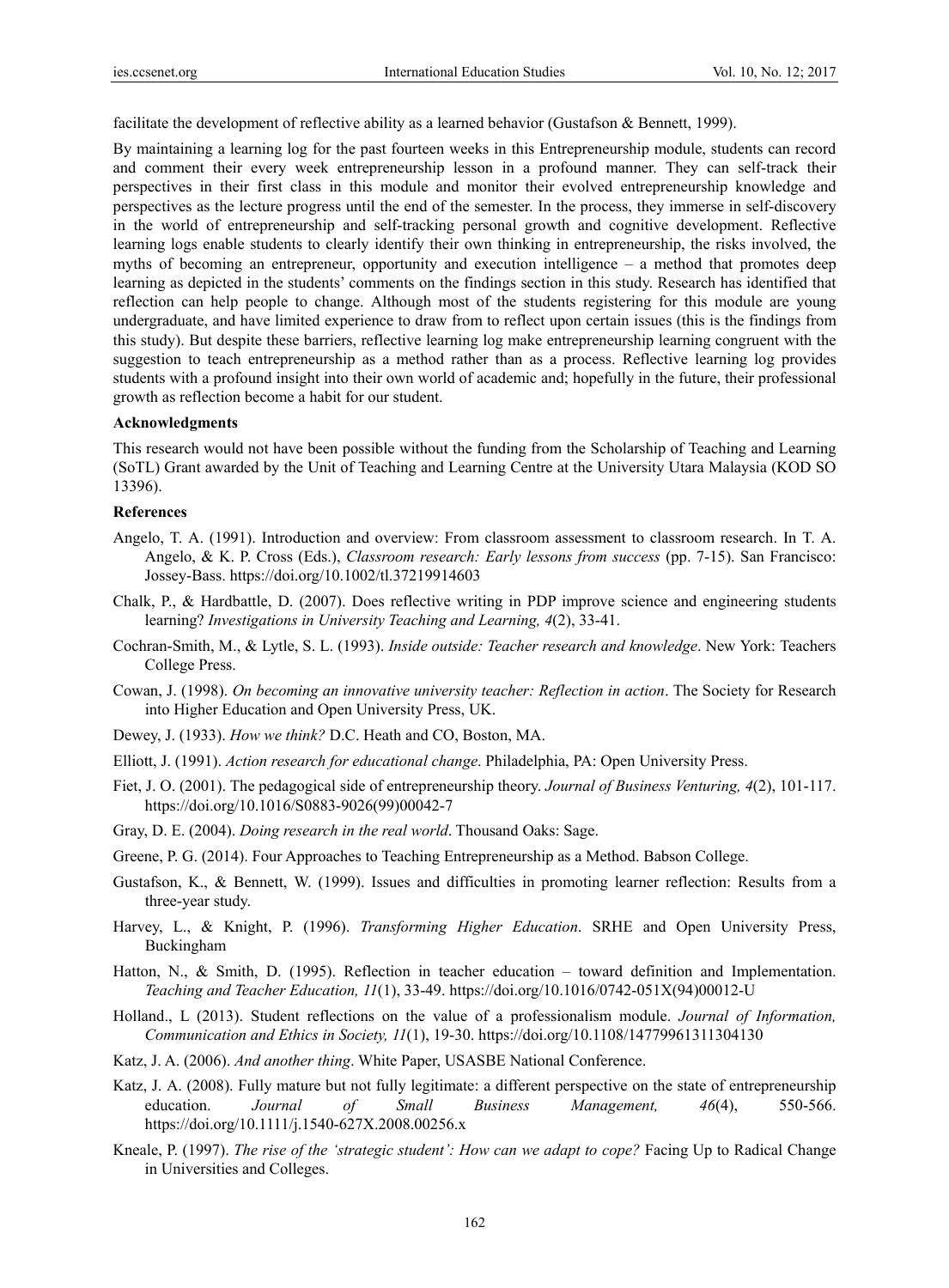facilitate the development of reflective ability as a learned behavior (Gustafson & Bennett, 1999).

By maintaining a learning log for the past fourteen weeks in this Entrepreneurship module, students can record and comment their every week entrepreneurship lesson in a profound manner. They can self-track their perspectives in their first class in this module and monitor their evolved entrepreneurship knowledge and perspectives as the lecture progress until the end of the semester. In the process, they immerse in self-discovery in the world of entrepreneurship and self-tracking personal growth and cognitive development. Reflective learning logs enable students to clearly identify their own thinking in entrepreneurship, the risks involved, the myths of becoming an entrepreneur, opportunity and execution intelligence – a method that promotes deep learning as depicted in the students' comments on the findings section in this study. Research has identified that reflection can help people to change. Although most of the students registering for this module are young undergraduate, and have limited experience to draw from to reflect upon certain issues (this is the findings from this study). But despite these barriers, reflective learning log make entrepreneurship learning congruent with the suggestion to teach entrepreneurship as a method rather than as a process. Reflective learning log provides students with a profound insight into their own world of academic and; hopefully in the future, their professional growth as reflection become a habit for our student.

**Acknowledgments**

This research would not have been possible without the funding from the Scholarship of Teaching and Learning (SoTL) Grant awarded by the Unit of Teaching and Learning Centre at the University Utara Malaysia (KOD SO 13396).

**References**

Angelo, T. A. (1991). Introduction and overview: From classroom assessment to classroom research. In T. A. Angelo, & K. P. Cross (Eds.), *Classroom research: Early lessons from success* (pp. 7-15). San Francisco: Jossey-Bass. https://doi.org/10.1002/tl.37219914603

Chalk, P., & Hardbattle, D. (2007). Does reflective writing in PDP improve science and engineering students learning? *Investigations in University Teaching and Learning, 4*(2), 33-41.

Cochran-Smith, M., & Lytle, S. L. (1993). *Inside outside: Teacher research and knowledge*. New York: Teachers College Press.

Cowan, J. (1998). *On becoming an innovative university teacher: Reflection in action*. The Society for Research into Higher Education and Open University Press, UK.

Dewey, J. (1933). *How we think?* D.C. Heath and CO, Boston, MA.

Elliott, J. (1991). *Action research for educational change*. Philadelphia, PA: Open University Press.

Fiet, J. O. (2001). The pedagogical side of entrepreneurship theory. *Journal of Business Venturing, 4*(2), 101-117. https://doi.org/10.1016/S0883-9026(99)00042-7

Gray, D. E. (2004). *Doing research in the real world*. Thousand Oaks: Sage.

Greene, P. G. (2014). Four Approaches to Teaching Entrepreneurship as a Method. Babson College.

Gustafson, K., & Bennett, W. (1999). Issues and difficulties in promoting learner reflection: Results from a three-year study.

Harvey, L., & Knight, P. (1996). *Transforming Higher Education*. SRHE and Open University Press, Buckingham

Hatton, N., & Smith, D. (1995). Reflection in teacher education – toward definition and Implementation. *Teaching and Teacher Education, 11*(1), 33-49. https://doi.org/10.1016/0742-051X(94)00012-U

Holland., L (2013). Student reflections on the value of a professionalism module. *Journal of Information, Communication and Ethics in Society, 11*(1), 19-30. https://doi.org/10.1108/14779961311304130

Katz, J. A. (2006). *And another thing*. White Paper, USASBE National Conference.

Katz, J. A. (2008). Fully mature but not fully legitimate: a different perspective on the state of entrepreneurship education. *Journal of Small Business Management, 46*(4), 550-566. https://doi.org/10.1111/j.1540-627X.2008.00256.x

Kneale, P. (1997). *The rise of the 'strategic student': How can we adapt to cope?* Facing Up to Radical Change in Universities and Colleges.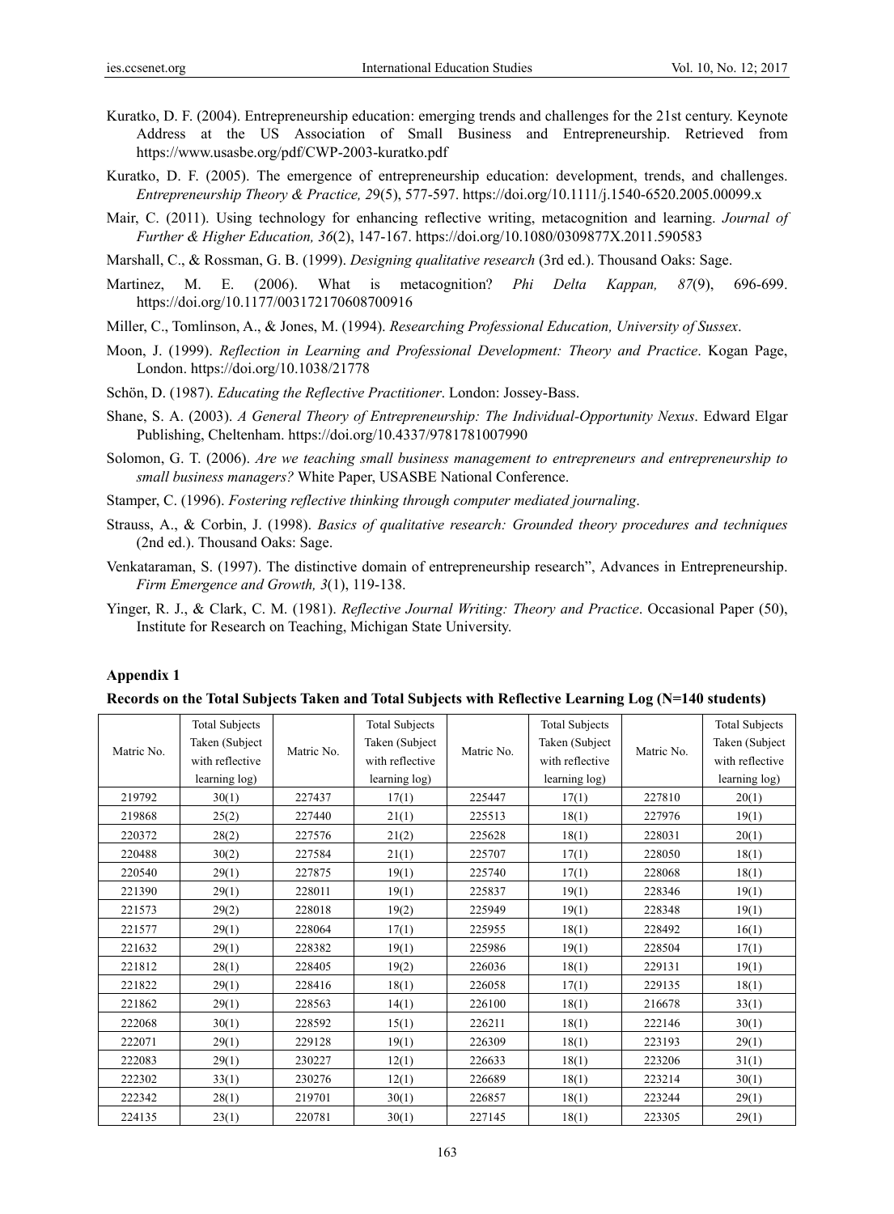Kuratko, D. F. (2004). Entrepreneurship education: emerging trends and challenges for the 21st century. Keynote Address at the US Association of Small Business and Entrepreneurship. Retrieved from https://www.usasbe.org/pdf/CWP-2003-kuratko.pdf

Kuratko, D. F. (2005). The emergence of entrepreneurship education: development, trends, and challenges. *Entrepreneurship Theory & Practice, 29*(5), 577-597. https://doi.org/10.1111/j.1540-6520.2005.00099.x

Mair, C. (2011). Using technology for enhancing reflective writing, metacognition and learning. *Journal of Further & Higher Education, 36*(2), 147-167. https://doi.org/10.1080/0309877X.2011.590583

Marshall, C., & Rossman, G. B. (1999). *Designing qualitative research* (3rd ed.). Thousand Oaks: Sage.

Martinez, M. E. (2006). What is metacognition? *Phi Delta Kappan, 87*(9), 696-699. https://doi.org/10.1177/003172170608700916

Miller, C., Tomlinson, A., & Jones, M. (1994). *Researching Professional Education, University of Sussex*.

Moon, J. (1999). *Reflection in Learning and Professional Development: Theory and Practice*. Kogan Page, London. https://doi.org/10.1038/21778

Schön, D. (1987). *Educating the Reflective Practitioner*. London: Jossey-Bass.

Shane, S. A. (2003). *A General Theory of Entrepreneurship: The Individual-Opportunity Nexus*. Edward Elgar Publishing, Cheltenham. https://doi.org/10.4337/9781781007990

Solomon, G. T. (2006). *Are we teaching small business management to entrepreneurs and entrepreneurship to small business managers?* White Paper, USASBE National Conference.

Stamper, C. (1996). *Fostering reflective thinking through computer mediated journaling*.

Strauss, A., & Corbin, J. (1998). *Basics of qualitative research: Grounded theory procedures and techniques* (2nd ed.). Thousand Oaks: Sage.

Venkataraman, S. (1997). The distinctive domain of entrepreneurship research", Advances in Entrepreneurship. *Firm Emergence and Growth, 3*(1), 119-138.

Yinger, R. J., & Clark, C. M. (1981). *Reflective Journal Writing: Theory and Practice*. Occasional Paper (50), Institute for Research on Teaching, Michigan State University.

**Appendix 1**

**Records on the Total Subjects Taken and Total Subjects with Reflective Learning Log (N=140 students)**

| Matric No. | Total Subjects Taken (Subject with reflective learning log) | Matric No. | Total Subjects Taken (Subject with reflective learning log) | Matric No. | Total Subjects Taken (Subject with reflective learning log) | Matric No. | Total Subjects Taken (Subject with reflective learning log) |
|---|---|---|---|---|---|---|---|
| 219792 | 30(1) | 227437 | 17(1) | 225447 | 17(1) | 227810 | 20(1) |
| 219868 | 25(2) | 227440 | 21(1) | 225513 | 18(1) | 227976 | 19(1) |
| 220372 | 28(2) | 227576 | 21(2) | 225628 | 18(1) | 228031 | 20(1) |
| 220488 | 30(2) | 227584 | 21(1) | 225707 | 17(1) | 228050 | 18(1) |
| 220540 | 29(1) | 227875 | 19(1) | 225740 | 17(1) | 228068 | 18(1) |
| 221390 | 29(1) | 228011 | 19(1) | 225837 | 19(1) | 228346 | 19(1) |
| 221573 | 29(2) | 228018 | 19(2) | 225949 | 19(1) | 228348 | 19(1) |
| 221577 | 29(1) | 228064 | 17(1) | 225955 | 18(1) | 228492 | 16(1) |
| 221632 | 29(1) | 228382 | 19(1) | 225986 | 19(1) | 228504 | 17(1) |
| 221812 | 28(1) | 228405 | 19(2) | 226036 | 18(1) | 229131 | 19(1) |
| 221822 | 29(1) | 228416 | 18(1) | 226058 | 17(1) | 229135 | 18(1) |
| 221862 | 29(1) | 228563 | 14(1) | 226100 | 18(1) | 216678 | 33(1) |
| 222068 | 30(1) | 228592 | 15(1) | 226211 | 18(1) | 222146 | 30(1) |
| 222071 | 29(1) | 229128 | 19(1) | 226309 | 18(1) | 223193 | 29(1) |
| 222083 | 29(1) | 230227 | 12(1) | 226633 | 18(1) | 223206 | 31(1) |
| 222302 | 33(1) | 230276 | 12(1) | 226689 | 18(1) | 223214 | 30(1) |
| 222342 | 28(1) | 219701 | 30(1) | 226857 | 18(1) | 223244 | 29(1) |
| 224135 | 23(1) | 220781 | 30(1) | 227145 | 18(1) | 223305 | 29(1) |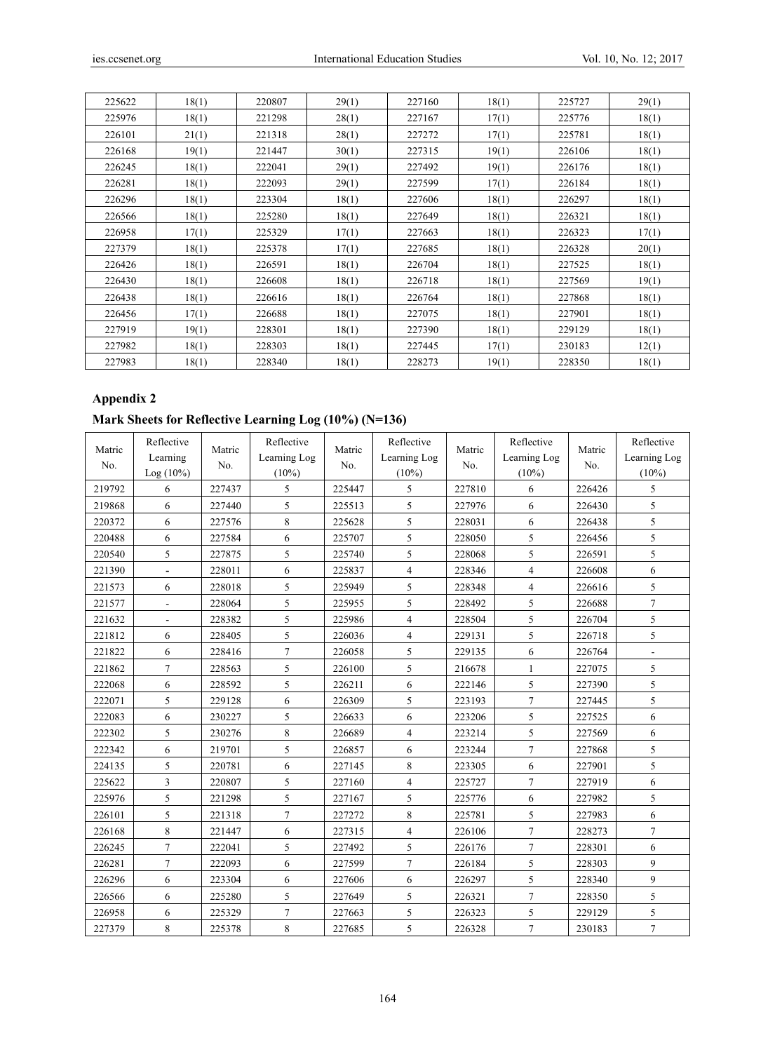| 225622 | 18(1) | 220807 | 29(1) | 227160 | 18(1) | 225727 | 29(1) |
|---|---|---|---|---|---|---|---|
| 225976 | 18(1) | 221298 | 28(1) | 227167 | 17(1) | 225776 | 18(1) |
| 226101 | 21(1) | 221318 | 28(1) | 227272 | 17(1) | 225781 | 18(1) |
| 226168 | 19(1) | 221447 | 30(1) | 227315 | 19(1) | 226106 | 18(1) |
| 226245 | 18(1) | 222041 | 29(1) | 227492 | 19(1) | 226176 | 18(1) |
| 226281 | 18(1) | 222093 | 29(1) | 227599 | 17(1) | 226184 | 18(1) |
| 226296 | 18(1) | 223304 | 18(1) | 227606 | 18(1) | 226297 | 18(1) |
| 226566 | 18(1) | 225280 | 18(1) | 227649 | 18(1) | 226321 | 18(1) |
| 226958 | 17(1) | 225329 | 17(1) | 227663 | 18(1) | 226323 | 17(1) |
| 227379 | 18(1) | 225378 | 17(1) | 227685 | 18(1) | 226328 | 20(1) |
| 226426 | 18(1) | 226591 | 18(1) | 226704 | 18(1) | 227525 | 18(1) |
| 226430 | 18(1) | 226608 | 18(1) | 226718 | 18(1) | 227569 | 19(1) |
| 226438 | 18(1) | 226616 | 18(1) | 226764 | 18(1) | 227868 | 18(1) |
| 226456 | 17(1) | 226688 | 18(1) | 227075 | 18(1) | 227901 | 18(1) |
| 227919 | 19(1) | 228301 | 18(1) | 227390 | 18(1) | 229129 | 18(1) |
| 227982 | 18(1) | 228303 | 18(1) | 227445 | 17(1) | 230183 | 12(1) |
| 227983 | 18(1) | 228340 | 18(1) | 228273 | 19(1) | 228350 | 18(1) |

## Appendix 2

### Mark Sheets for Reflective Learning Log (10%) (N=136)

| Matric No. | Reflective Learning Log (10%) | Matric No. | Reflective Learning Log (10%) | Matric No. | Reflective Learning Log (10%) | Matric No. | Reflective Learning Log (10%) | Matric No. | Reflective Learning Log (10%) |
|---|---|---|---|---|---|---|---|---|---|
| 219792 | 6 | 227437 | 5 | 225447 | 5 | 227810 | 6 | 226426 | 5 |
| 219868 | 6 | 227440 | 5 | 225513 | 5 | 227976 | 6 | 226430 | 5 |
| 220372 | 6 | 227576 | 8 | 225628 | 5 | 228031 | 6 | 226438 | 5 |
| 220488 | 6 | 227584 | 6 | 225707 | 5 | 228050 | 5 | 226456 | 5 |
| 220540 | 5 | 227875 | 5 | 225740 | 5 | 228068 | 5 | 226591 | 5 |
| 221390 | - | 228011 | 6 | 225837 | 4 | 228346 | 4 | 226608 | 6 |
| 221573 | 6 | 228018 | 5 | 225949 | 5 | 228348 | 4 | 226616 | 5 |
| 221577 | - | 228064 | 5 | 225955 | 5 | 228492 | 5 | 226688 | 7 |
| 221632 | - | 228382 | 5 | 225986 | 4 | 228504 | 5 | 226704 | 5 |
| 221812 | 6 | 228405 | 5 | 226036 | 4 | 229131 | 5 | 226718 | 5 |
| 221822 | 6 | 228416 | 7 | 226058 | 5 | 229135 | 6 | 226764 | - |
| 221862 | 7 | 228563 | 5 | 226100 | 5 | 216678 | 1 | 227075 | 5 |
| 222068 | 6 | 228592 | 5 | 226211 | 6 | 222146 | 5 | 227390 | 5 |
| 222071 | 5 | 229128 | 6 | 226309 | 5 | 223193 | 7 | 227445 | 5 |
| 222083 | 6 | 230227 | 5 | 226633 | 6 | 223206 | 5 | 227525 | 6 |
| 222302 | 5 | 230276 | 8 | 226689 | 4 | 223214 | 5 | 227569 | 6 |
| 222342 | 6 | 219701 | 5 | 226857 | 6 | 223244 | 7 | 227868 | 5 |
| 224135 | 5 | 220781 | 6 | 227145 | 8 | 223305 | 6 | 227901 | 5 |
| 225622 | 3 | 220807 | 5 | 227160 | 4 | 225727 | 7 | 227919 | 6 |
| 225976 | 5 | 221298 | 5 | 227167 | 5 | 225776 | 6 | 227982 | 5 |
| 226101 | 5 | 221318 | 7 | 227272 | 8 | 225781 | 5 | 227983 | 6 |
| 226168 | 8 | 221447 | 6 | 227315 | 4 | 226106 | 7 | 228273 | 7 |
| 226245 | 7 | 222041 | 5 | 227492 | 5 | 226176 | 7 | 228301 | 6 |
| 226281 | 7 | 222093 | 6 | 227599 | 7 | 226184 | 5 | 228303 | 9 |
| 226296 | 6 | 223304 | 6 | 227606 | 6 | 226297 | 5 | 228340 | 9 |
| 226566 | 6 | 225280 | 5 | 227649 | 5 | 226321 | 7 | 228350 | 5 |
| 226958 | 6 | 225329 | 7 | 227663 | 5 | 226323 | 5 | 229129 | 5 |
| 227379 | 8 | 225378 | 8 | 227685 | 5 | 226328 | 7 | 230183 | 7 |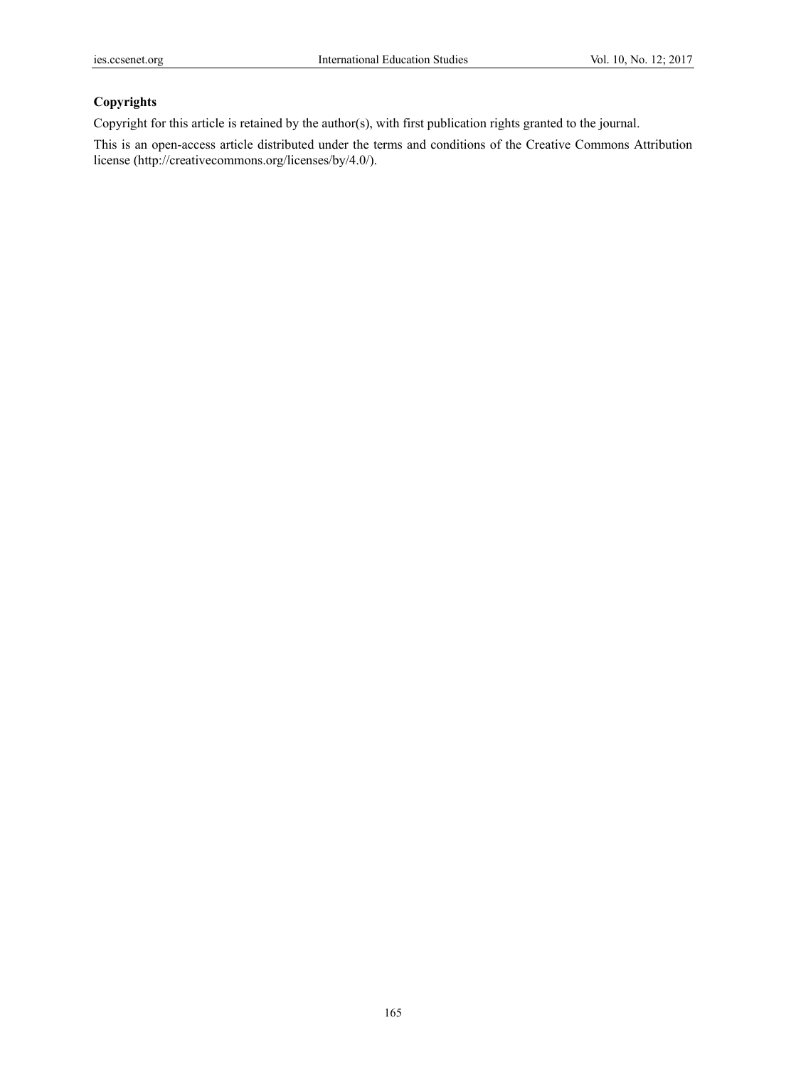**Copyrights**

Copyright for this article is retained by the author(s), with first publication rights granted to the journal.

This is an open-access article distributed under the terms and conditions of the Creative Commons Attribution license (http://creativecommons.org/licenses/by/4.0/).